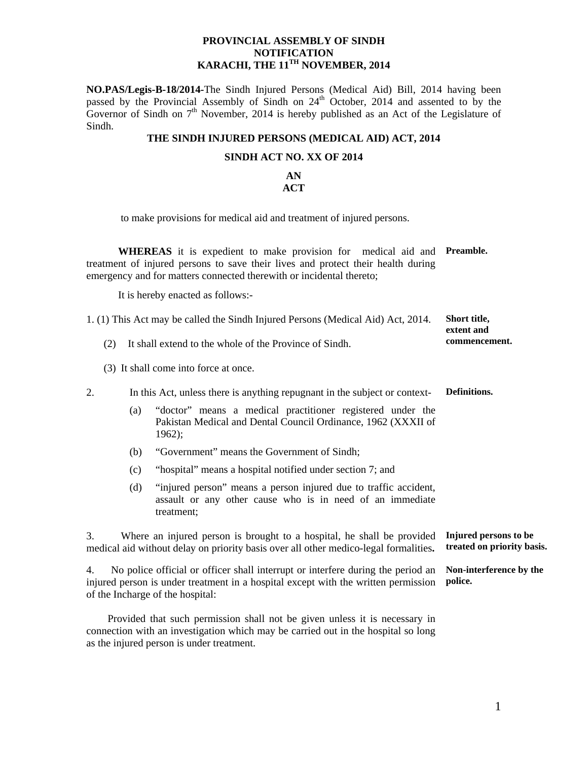**PROVINCIAL ASSEMBLY OF SINDH**
**NOTIFICATION**
**KARACHI, THE 11TH NOVEMBER, 2014**

**NO.PAS/Legis-B-18/2014-**The Sindh Injured Persons (Medical Aid) Bill, 2014 having been passed by the Provincial Assembly of Sindh on 24th October, 2014 and assented to by the Governor of Sindh on 7th November, 2014 is hereby published as an Act of the Legislature of Sindh.

# THE SINDH INJURED PERSONS (MEDICAL AID) ACT, 2014

## SINDH ACT NO. XX OF 2014

## AN ACT

to make provisions for medical aid and treatment of injured persons.

**Preamble.**

**WHEREAS** it is expedient to make provision for medical aid and treatment of injured persons to save their lives and protect their health during emergency and for matters connected therewith or incidental thereto;

It is hereby enacted as follows:-

**Short title, extent and commencement.**

1. (1) This Act may be called the Sindh Injured Persons (Medical Aid) Act, 2014.

(2) It shall extend to the whole of the Province of Sindh.

(3) It shall come into force at once.

**Definitions.**

2. In this Act, unless there is anything repugnant in the subject or context-

(a) "doctor" means a medical practitioner registered under the Pakistan Medical and Dental Council Ordinance, 1962 (XXXII of 1962);

(b) "Government" means the Government of Sindh;

(c) "hospital" means a hospital notified under section 7; and

(d) "injured person" means a person injured due to traffic accident, assault or any other cause who is in need of an immediate treatment;

**Injured persons to be treated on priority basis.**

3. Where an injured person is brought to a hospital, he shall be provided medical aid without delay on priority basis over all other medico-legal formalities**.**

**Non-interference by the police.**

4. No police official or officer shall interrupt or interfere during the period an injured person is under treatment in a hospital except with the written permission of the Incharge of the hospital:

Provided that such permission shall not be given unless it is necessary in connection with an investigation which may be carried out in the hospital so long as the injured person is under treatment.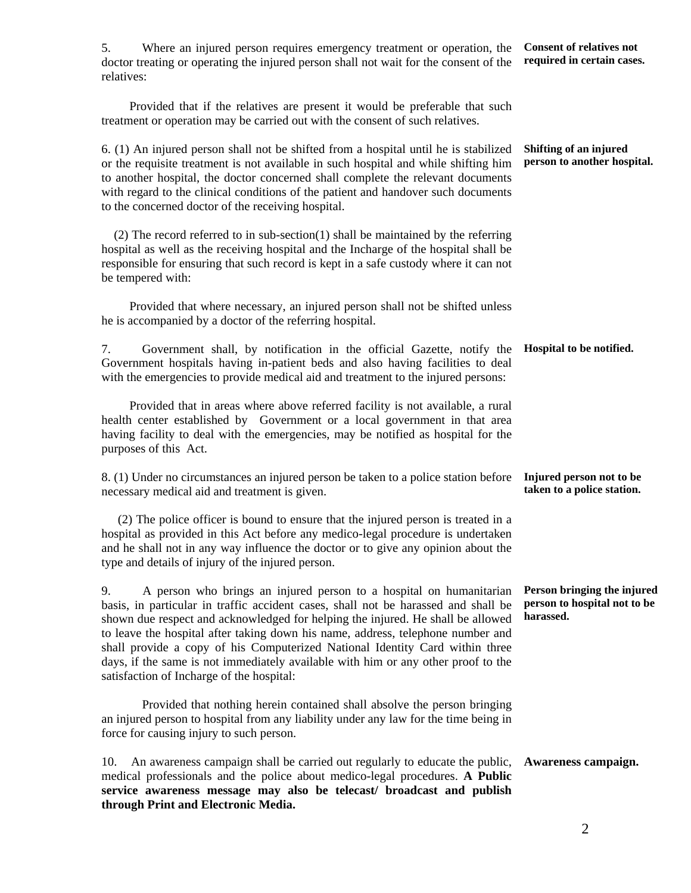**Consent of relatives not required in certain cases.**

5. Where an injured person requires emergency treatment or operation, the doctor treating or operating the injured person shall not wait for the consent of the relatives:

Provided that if the relatives are present it would be preferable that such treatment or operation may be carried out with the consent of such relatives.

**Shifting of an injured person to another hospital.**

6. (1) An injured person shall not be shifted from a hospital until he is stabilized or the requisite treatment is not available in such hospital and while shifting him to another hospital, the doctor concerned shall complete the relevant documents with regard to the clinical conditions of the patient and handover such documents to the concerned doctor of the receiving hospital.

(2) The record referred to in sub-section(1) shall be maintained by the referring hospital as well as the receiving hospital and the Incharge of the hospital shall be responsible for ensuring that such record is kept in a safe custody where it can not be tempered with:

Provided that where necessary, an injured person shall not be shifted unless he is accompanied by a doctor of the referring hospital.

**Hospital to be notified.**

7. Government shall, by notification in the official Gazette, notify the Government hospitals having in-patient beds and also having facilities to deal with the emergencies to provide medical aid and treatment to the injured persons:

Provided that in areas where above referred facility is not available, a rural health center established by Government or a local government in that area having facility to deal with the emergencies, may be notified as hospital for the purposes of this Act.

**Injured person not to be taken to a police station.**

8. (1) Under no circumstances an injured person be taken to a police station before necessary medical aid and treatment is given.

(2) The police officer is bound to ensure that the injured person is treated in a hospital as provided in this Act before any medico-legal procedure is undertaken and he shall not in any way influence the doctor or to give any opinion about the type and details of injury of the injured person.

**Person bringing the injured person to hospital not to be harassed.**

9. A person who brings an injured person to a hospital on humanitarian basis, in particular in traffic accident cases, shall not be harassed and shall be shown due respect and acknowledged for helping the injured. He shall be allowed to leave the hospital after taking down his name, address, telephone number and shall provide a copy of his Computerized National Identity Card within three days, if the same is not immediately available with him or any other proof to the satisfaction of Incharge of the hospital:

Provided that nothing herein contained shall absolve the person bringing an injured person to hospital from any liability under any law for the time being in force for causing injury to such person.

**Awareness campaign.**

10. An awareness campaign shall be carried out regularly to educate the public, medical professionals and the police about medico-legal procedures. **A Public service awareness message may also be telecast/ broadcast and publish through Print and Electronic Media.**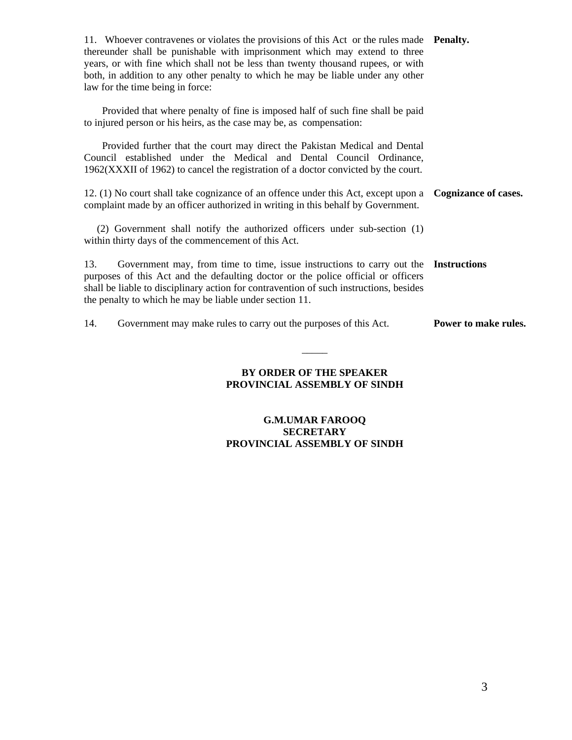11. Whoever contravenes or violates the provisions of this Act or the rules made thereunder shall be punishable with imprisonment which may extend to three years, or with fine which shall not be less than twenty thousand rupees, or with both, in addition to any other penalty to which he may be liable under any other law for the time being in force: **Penalty.**

Provided that where penalty of fine is imposed half of such fine shall be paid to injured person or his heirs, as the case may be, as compensation:

Provided further that the court may direct the Pakistan Medical and Dental Council established under the Medical and Dental Council Ordinance, 1962(XXXII of 1962) to cancel the registration of a doctor convicted by the court.

12. (1) No court shall take cognizance of an offence under this Act, except upon a complaint made by an officer authorized in writing in this behalf by Government. **Cognizance of cases.**

(2) Government shall notify the authorized officers under sub-section (1) within thirty days of the commencement of this Act.

13. Government may, from time to time, issue instructions to carry out the purposes of this Act and the defaulting doctor or the police official or officers shall be liable to disciplinary action for contravention of such instructions, besides the penalty to which he may be liable under section 11. **Instructions**

14. Government may make rules to carry out the purposes of this Act. **Power to make rules.**

_____

**BY ORDER OF THE SPEAKER**
**PROVINCIAL ASSEMBLY OF SINDH**

**G.M.UMAR FAROOQ**
**SECRETARY**
**PROVINCIAL ASSEMBLY OF SINDH**